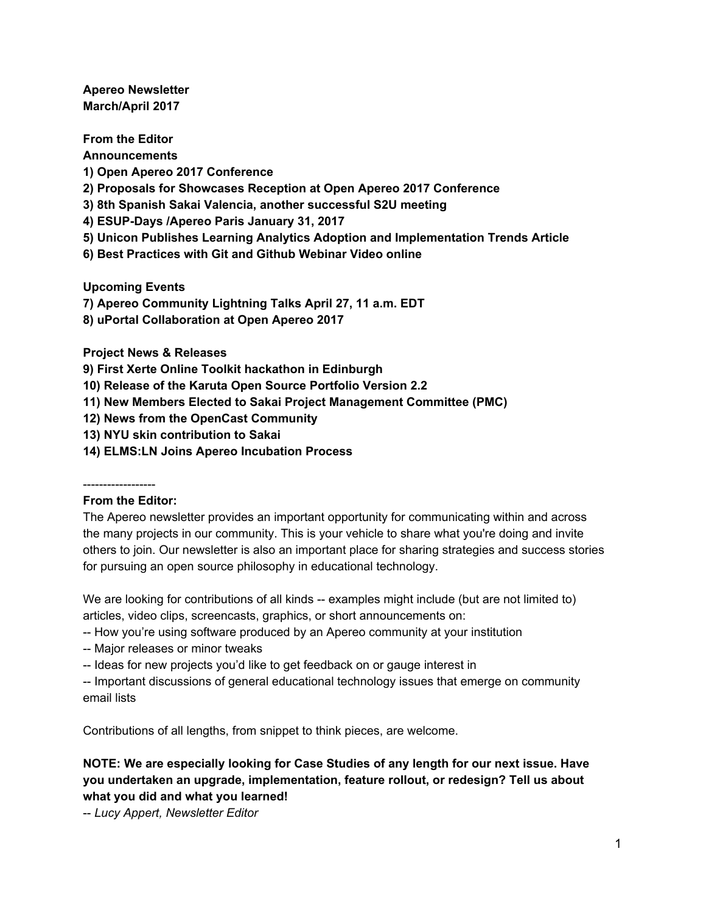**Apereo Newsletter**
**March/April 2017**

**From the Editor**
**Announcements**
**1) Open Apereo 2017 Conference**
**2) Proposals for Showcases Reception at Open Apereo 2017 Conference**
**3) 8th Spanish Sakai Valencia, another successful S2U meeting**
**4) ESUP-Days /Apereo Paris January 31, 2017**
**5) Unicon Publishes Learning Analytics Adoption and Implementation Trends Article**
**6) Best Practices with Git and Github Webinar Video online**

**Upcoming Events**
**7) Apereo Community Lightning Talks April 27, 11 a.m. EDT**
**8) uPortal Collaboration at Open Apereo 2017**

**Project News & Releases**
**9) First Xerte Online Toolkit hackathon in Edinburgh**
**10) Release of the Karuta Open Source Portfolio Version 2.2**
**11) New Members Elected to Sakai Project Management Committee (PMC)**
**12) News from the OpenCast Community**
**13) NYU skin contribution to Sakai**
**14) ELMS:LN Joins Apereo Incubation Process**

------------------

**From the Editor:**
The Apereo newsletter provides an important opportunity for communicating within and across the many projects in our community. This is your vehicle to share what you're doing and invite others to join. Our newsletter is also an important place for sharing strategies and success stories for pursuing an open source philosophy in educational technology.

We are looking for contributions of all kinds -- examples might include (but are not limited to) articles, video clips, screencasts, graphics, or short announcements on:
-- How you're using software produced by an Apereo community at your institution
-- Major releases or minor tweaks
-- Ideas for new projects you'd like to get feedback on or gauge interest in
-- Important discussions of general educational technology issues that emerge on community email lists

Contributions of all lengths, from snippet to think pieces, are welcome.

**NOTE: We are especially looking for Case Studies of any length for our next issue. Have you undertaken an upgrade, implementation, feature rollout, or redesign? Tell us about what you did and what you learned!**
-- *Lucy Appert, Newsletter Editor*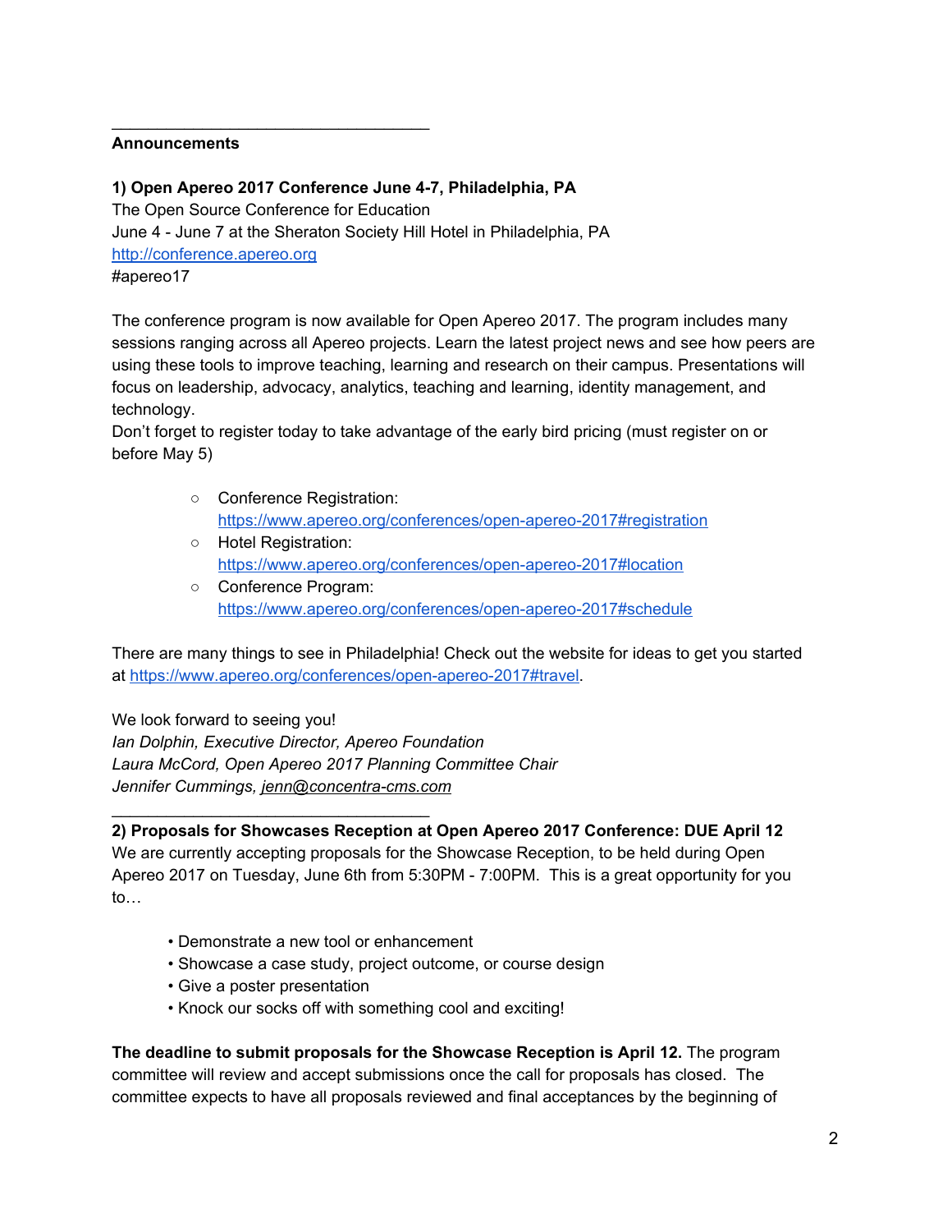---

**Announcements**

**1) Open Apereo 2017 Conference June 4-7, Philadelphia, PA**

The Open Source Conference for Education
June 4 - June 7 at the Sheraton Society Hill Hotel in Philadelphia, PA
http://conference.apereo.org
#apereo17

The conference program is now available for Open Apereo 2017. The program includes many sessions ranging across all Apereo projects. Learn the latest project news and see how peers are using these tools to improve teaching, learning and research on their campus. Presentations will focus on leadership, advocacy, analytics, teaching and learning, identity management, and technology.
Don't forget to register today to take advantage of the early bird pricing (must register on or before May 5)

- Conference Registration: https://www.apereo.org/conferences/open-apereo-2017#registration
- Hotel Registration: https://www.apereo.org/conferences/open-apereo-2017#location
- Conference Program: https://www.apereo.org/conferences/open-apereo-2017#schedule

There are many things to see in Philadelphia! Check out the website for ideas to get you started at https://www.apereo.org/conferences/open-apereo-2017#travel.

We look forward to seeing you!
*Ian Dolphin, Executive Director, Apereo Foundation*
*Laura McCord, Open Apereo 2017 Planning Committee Chair*
*Jennifer Cummings, jenn@concentra-cms.com*

---

**2) Proposals for Showcases Reception at Open Apereo 2017 Conference: DUE April 12**

We are currently accepting proposals for the Showcase Reception, to be held during Open Apereo 2017 on Tuesday, June 6th from 5:30PM - 7:00PM. This is a great opportunity for you to…

- Demonstrate a new tool or enhancement
- Showcase a case study, project outcome, or course design
- Give a poster presentation
- Knock our socks off with something cool and exciting!

**The deadline to submit proposals for the Showcase Reception is April 12.** The program committee will review and accept submissions once the call for proposals has closed. The committee expects to have all proposals reviewed and final acceptances by the beginning of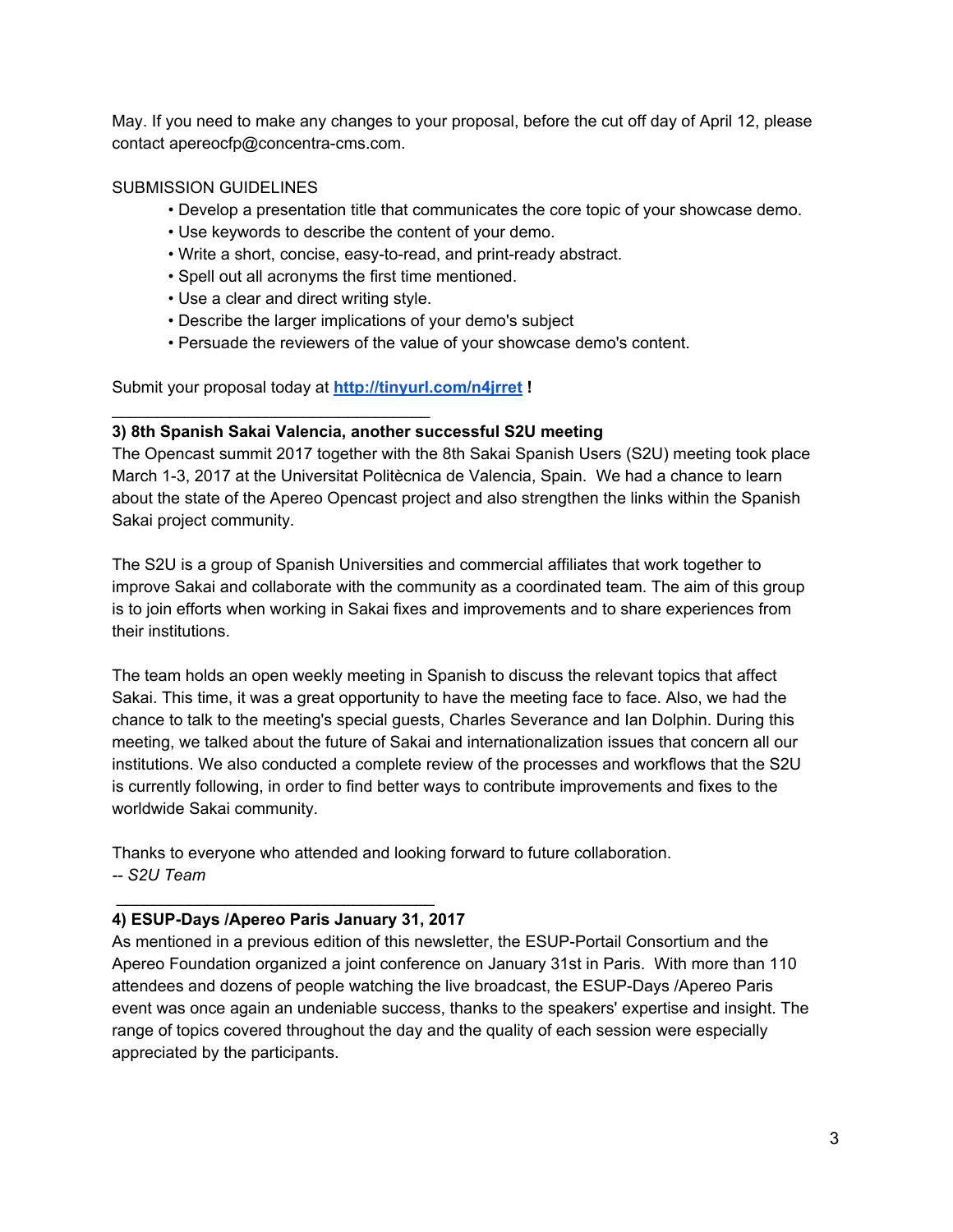May. If you need to make any changes to your proposal, before the cut off day of April 12, please contact apereocfp@concentra-cms.com.

SUBMISSION GUIDELINES

- Develop a presentation title that communicates the core topic of your showcase demo.
- Use keywords to describe the content of your demo.
- Write a short, concise, easy-to-read, and print-ready abstract.
- Spell out all acronyms the first time mentioned.
- Use a clear and direct writing style.
- Describe the larger implications of your demo's subject
- Persuade the reviewers of the value of your showcase demo's content.

Submit your proposal today at **[http://tinyurl.com/n4jrret](http://tinyurl.com/n4jrret) !**

---

**3) 8th Spanish Sakai Valencia, another successful S2U meeting**

The Opencast summit 2017 together with the 8th Sakai Spanish Users (S2U) meeting took place March 1-3, 2017 at the Universitat Politècnica de Valencia, Spain. We had a chance to learn about the state of the Apereo Opencast project and also strengthen the links within the Spanish Sakai project community.

The S2U is a group of Spanish Universities and commercial affiliates that work together to improve Sakai and collaborate with the community as a coordinated team. The aim of this group is to join efforts when working in Sakai fixes and improvements and to share experiences from their institutions.

The team holds an open weekly meeting in Spanish to discuss the relevant topics that affect Sakai. This time, it was a great opportunity to have the meeting face to face. Also, we had the chance to talk to the meeting's special guests, Charles Severance and Ian Dolphin. During this meeting, we talked about the future of Sakai and internationalization issues that concern all our institutions. We also conducted a complete review of the processes and workflows that the S2U is currently following, in order to find better ways to contribute improvements and fixes to the worldwide Sakai community.

Thanks to everyone who attended and looking forward to future collaboration.
*-- S2U Team*

---

**4) ESUP-Days /Apereo Paris January 31, 2017**

As mentioned in a previous edition of this newsletter, the ESUP-Portail Consortium and the Apereo Foundation organized a joint conference on January 31st in Paris. With more than 110 attendees and dozens of people watching the live broadcast, the ESUP-Days /Apereo Paris event was once again an undeniable success, thanks to the speakers' expertise and insight. The range of topics covered throughout the day and the quality of each session were especially appreciated by the participants.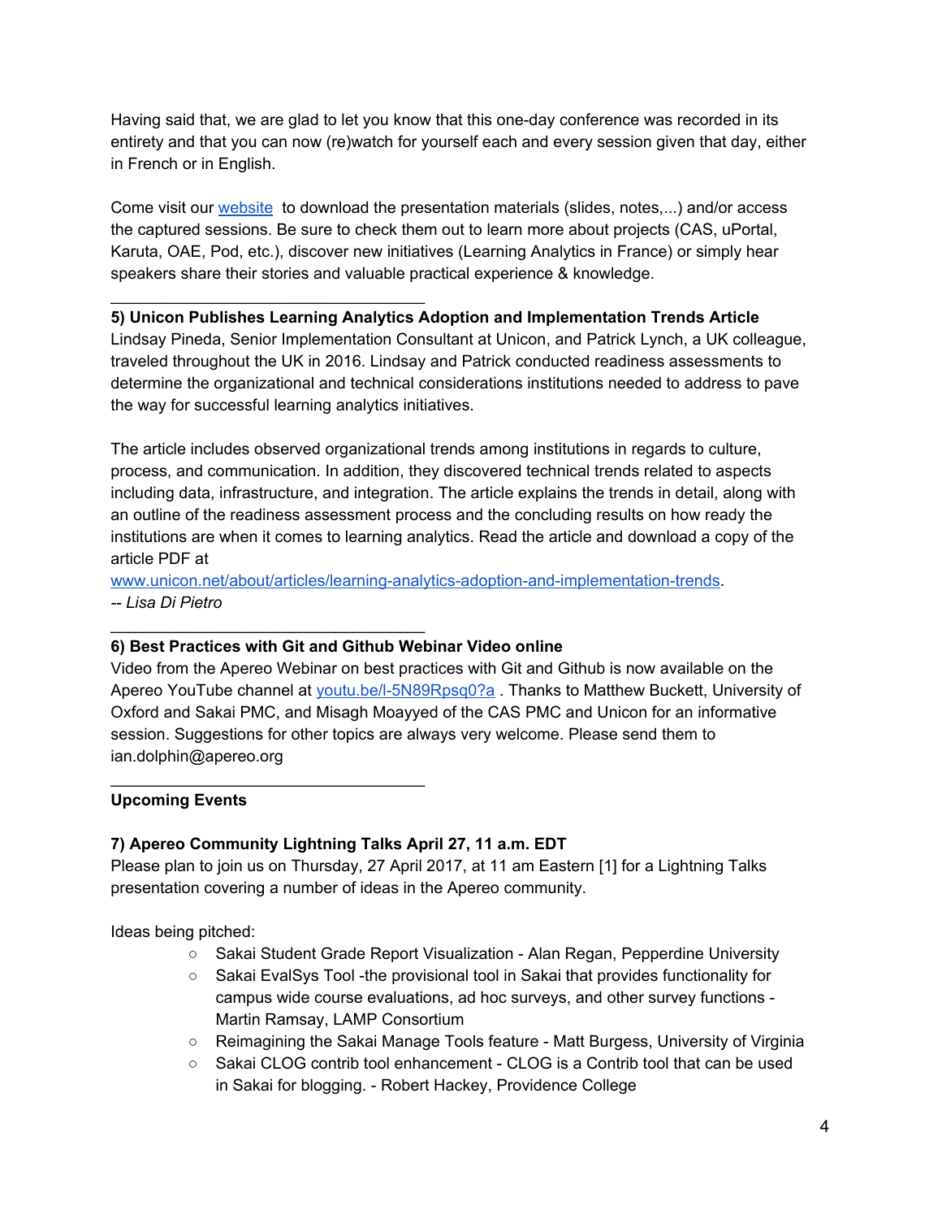Having said that, we are glad to let you know that this one-day conference was recorded in its entirety and that you can now (re)watch for yourself each and every session given that day, either in French or in English.

Come visit our website to download the presentation materials (slides, notes,...) and/or access the captured sessions. Be sure to check them out to learn more about projects (CAS, uPortal, Karuta, OAE, Pod, etc.), discover new initiatives (Learning Analytics in France) or simply hear speakers share their stories and valuable practical experience & knowledge.

---

**5) Unicon Publishes Learning Analytics Adoption and Implementation Trends Article**

Lindsay Pineda, Senior Implementation Consultant at Unicon, and Patrick Lynch, a UK colleague, traveled throughout the UK in 2016. Lindsay and Patrick conducted readiness assessments to determine the organizational and technical considerations institutions needed to address to pave the way for successful learning analytics initiatives.

The article includes observed organizational trends among institutions in regards to culture, process, and communication. In addition, they discovered technical trends related to aspects including data, infrastructure, and integration. The article explains the trends in detail, along with an outline of the readiness assessment process and the concluding results on how ready the institutions are when it comes to learning analytics. Read the article and download a copy of the article PDF at www.unicon.net/about/articles/learning-analytics-adoption-and-implementation-trends.

*-- Lisa Di Pietro*

---

**6) Best Practices with Git and Github Webinar Video online**

Video from the Apereo Webinar on best practices with Git and Github is now available on the Apereo YouTube channel at youtu.be/l-5N89Rpsq0?a . Thanks to Matthew Buckett, University of Oxford and Sakai PMC, and Misagh Moayyed of the CAS PMC and Unicon for an informative session. Suggestions for other topics are always very welcome. Please send them to ian.dolphin@apereo.org

---

**Upcoming Events**

**7) Apereo Community Lightning Talks April 27, 11 a.m. EDT**

Please plan to join us on Thursday, 27 April 2017, at 11 am Eastern [1] for a Lightning Talks presentation covering a number of ideas in the Apereo community.

Ideas being pitched:

- Sakai Student Grade Report Visualization - Alan Regan, Pepperdine University
- Sakai EvalSys Tool -the provisional tool in Sakai that provides functionality for campus wide course evaluations, ad hoc surveys, and other survey functions - Martin Ramsay, LAMP Consortium
- Reimagining the Sakai Manage Tools feature - Matt Burgess, University of Virginia
- Sakai CLOG contrib tool enhancement - CLOG is a Contrib tool that can be used in Sakai for blogging. - Robert Hackey, Providence College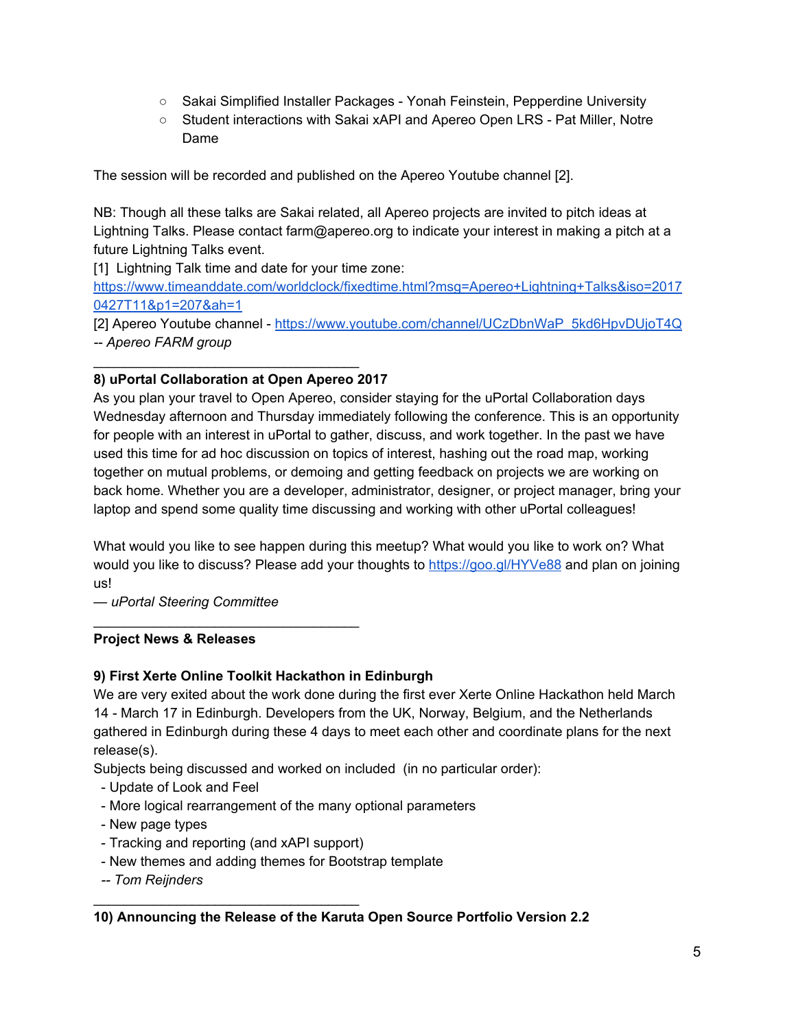- Sakai Simplified Installer Packages - Yonah Feinstein, Pepperdine University
- Student interactions with Sakai xAPI and Apereo Open LRS - Pat Miller, Notre Dame

The session will be recorded and published on the Apereo Youtube channel [2].

NB: Though all these talks are Sakai related, all Apereo projects are invited to pitch ideas at Lightning Talks. Please contact farm@apereo.org to indicate your interest in making a pitch at a future Lightning Talks event.

[1] Lightning Talk time and date for your time zone: https://www.timeanddate.com/worldclock/fixedtime.html?msg=Apereo+Lightning+Talks&iso=20170427T11&p1=207&ah=1

[2] Apereo Youtube channel - https://www.youtube.com/channel/UCzDbnWaP_5kd6HpvDUjoT4Q

-- *Apereo FARM group*

---

**8) uPortal Collaboration at Open Apereo 2017**

As you plan your travel to Open Apereo, consider staying for the uPortal Collaboration days Wednesday afternoon and Thursday immediately following the conference. This is an opportunity for people with an interest in uPortal to gather, discuss, and work together. In the past we have used this time for ad hoc discussion on topics of interest, hashing out the road map, working together on mutual problems, or demoing and getting feedback on projects we are working on back home. Whether you are a developer, administrator, designer, or project manager, bring your laptop and spend some quality time discussing and working with other uPortal colleagues!

What would you like to see happen during this meetup? What would you like to work on? What would you like to discuss? Please add your thoughts to https://goo.gl/HYVe88 and plan on joining us!

— *uPortal Steering Committee*

---

**Project News & Releases**

**9) First Xerte Online Toolkit Hackathon in Edinburgh**

We are very exited about the work done during the first ever Xerte Online Hackathon held March 14 - March 17 in Edinburgh. Developers from the UK, Norway, Belgium, and the Netherlands gathered in Edinburgh during these 4 days to meet each other and coordinate plans for the next release(s).

Subjects being discussed and worked on included (in no particular order):

- Update of Look and Feel
- More logical rearrangement of the many optional parameters
- New page types
- Tracking and reporting (and xAPI support)
- New themes and adding themes for Bootstrap template

-- *Tom Reijnders*

---

**10) Announcing the Release of the Karuta Open Source Portfolio Version 2.2**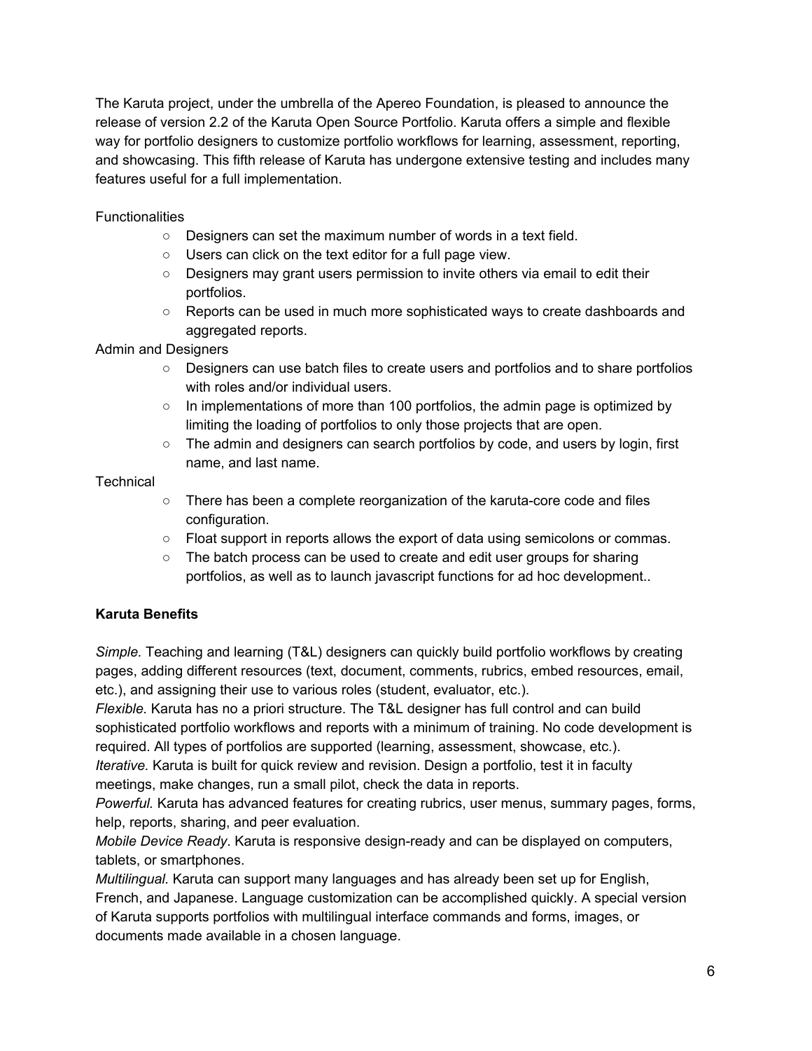The Karuta project, under the umbrella of the Apereo Foundation, is pleased to announce the release of version 2.2 of the Karuta Open Source Portfolio. Karuta offers a simple and flexible way for portfolio designers to customize portfolio workflows for learning, assessment, reporting, and showcasing. This fifth release of Karuta has undergone extensive testing and includes many features useful for a full implementation.

Functionalities

- Designers can set the maximum number of words in a text field.
- Users can click on the text editor for a full page view.
- Designers may grant users permission to invite others via email to edit their portfolios.
- Reports can be used in much more sophisticated ways to create dashboards and aggregated reports.

Admin and Designers

- Designers can use batch files to create users and portfolios and to share portfolios with roles and/or individual users.
- In implementations of more than 100 portfolios, the admin page is optimized by limiting the loading of portfolios to only those projects that are open.
- The admin and designers can search portfolios by code, and users by login, first name, and last name.

Technical

- There has been a complete reorganization of the karuta-core code and files configuration.
- Float support in reports allows the export of data using semicolons or commas.
- The batch process can be used to create and edit user groups for sharing portfolios, as well as to launch javascript functions for ad hoc development..

**Karuta Benefits**

*Simple.* Teaching and learning (T&L) designers can quickly build portfolio workflows by creating pages, adding different resources (text, document, comments, rubrics, embed resources, email, etc.), and assigning their use to various roles (student, evaluator, etc.).
*Flexible.* Karuta has no a priori structure. The T&L designer has full control and can build sophisticated portfolio workflows and reports with a minimum of training. No code development is required. All types of portfolios are supported (learning, assessment, showcase, etc.).
*Iterative.* Karuta is built for quick review and revision. Design a portfolio, test it in faculty meetings, make changes, run a small pilot, check the data in reports.
*Powerful.* Karuta has advanced features for creating rubrics, user menus, summary pages, forms, help, reports, sharing, and peer evaluation.
*Mobile Device Ready*. Karuta is responsive design-ready and can be displayed on computers, tablets, or smartphones.
*Multilingual.* Karuta can support many languages and has already been set up for English, French, and Japanese. Language customization can be accomplished quickly. A special version of Karuta supports portfolios with multilingual interface commands and forms, images, or documents made available in a chosen language.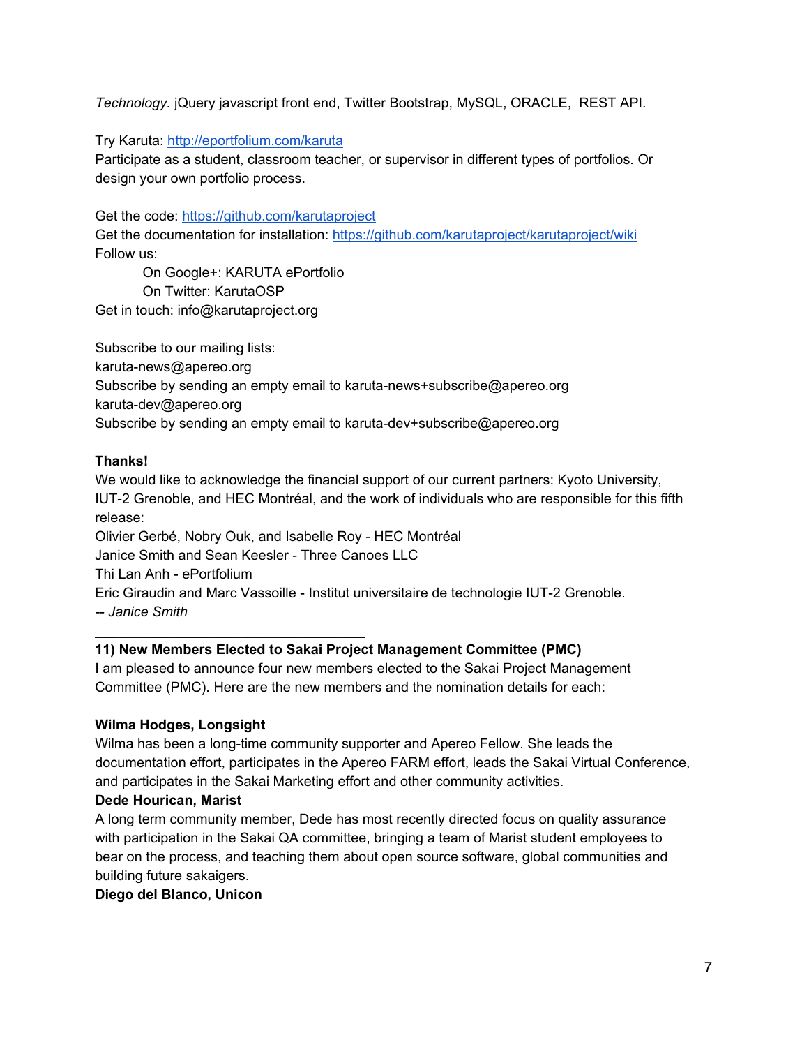*Technology.* jQuery javascript front end, Twitter Bootstrap, MySQL, ORACLE, REST API.

Try Karuta: [http://eportfolium.com/karuta](http://eportfolium.com/karuta)
Participate as a student, classroom teacher, or supervisor in different types of portfolios. Or design your own portfolio process.

Get the code: [https://github.com/karutaproject](https://github.com/karutaproject)
Get the documentation for installation: [https://github.com/karutaproject/karutaproject/wiki](https://github.com/karutaproject/karutaproject/wiki)
Follow us:

On Google+: KARUTA ePortfolio
On Twitter: KarutaOSP

Get in touch: info@karutaproject.org

Subscribe to our mailing lists:
karuta-news@apereo.org
Subscribe by sending an empty email to karuta-news+subscribe@apereo.org
karuta-dev@apereo.org
Subscribe by sending an empty email to karuta-dev+subscribe@apereo.org

**Thanks!**
We would like to acknowledge the financial support of our current partners: Kyoto University, IUT-2 Grenoble, and HEC Montréal, and the work of individuals who are responsible for this fifth release:
Olivier Gerbé, Nobry Ouk, and Isabelle Roy - HEC Montréal
Janice Smith and Sean Keesler - Three Canoes LLC
Thi Lan Anh - ePortfolium
Eric Giraudin and Marc Vassoille - Institut universitaire de technologie IUT-2 Grenoble.
-- *Janice Smith*

---

**11) New Members Elected to Sakai Project Management Committee (PMC)**
I am pleased to announce four new members elected to the Sakai Project Management Committee (PMC). Here are the new members and the nomination details for each:

**Wilma Hodges, Longsight**
Wilma has been a long-time community supporter and Apereo Fellow. She leads the documentation effort, participates in the Apereo FARM effort, leads the Sakai Virtual Conference, and participates in the Sakai Marketing effort and other community activities.

**Dede Hourican, Marist**
A long term community member, Dede has most recently directed focus on quality assurance with participation in the Sakai QA committee, bringing a team of Marist student employees to bear on the process, and teaching them about open source software, global communities and building future sakaigers.

**Diego del Blanco, Unicon**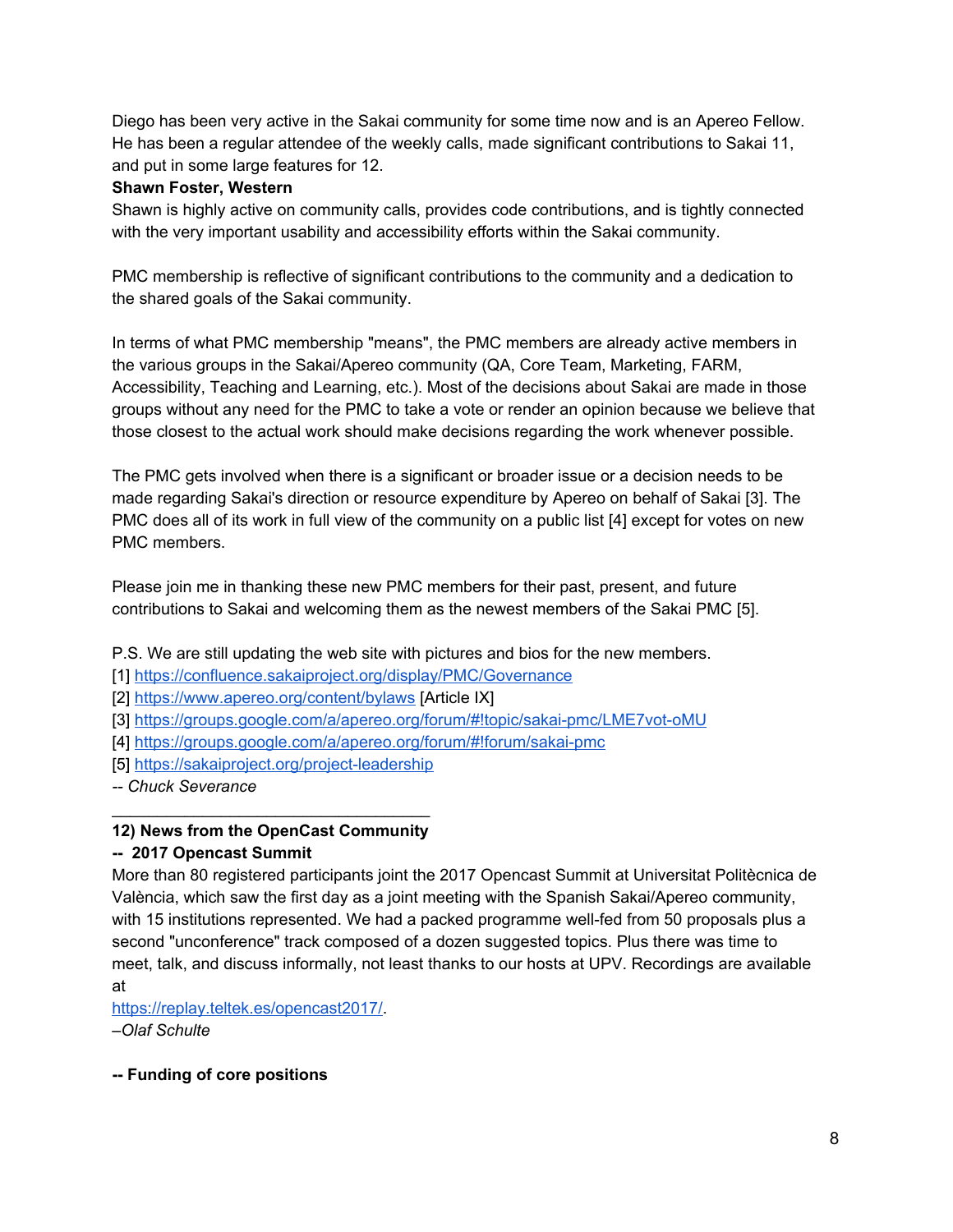Diego has been very active in the Sakai community for some time now and is an Apereo Fellow. He has been a regular attendee of the weekly calls, made significant contributions to Sakai 11, and put in some large features for 12.

**Shawn Foster, Western**

Shawn is highly active on community calls, provides code contributions, and is tightly connected with the very important usability and accessibility efforts within the Sakai community.

PMC membership is reflective of significant contributions to the community and a dedication to the shared goals of the Sakai community.

In terms of what PMC membership "means", the PMC members are already active members in the various groups in the Sakai/Apereo community (QA, Core Team, Marketing, FARM, Accessibility, Teaching and Learning, etc.). Most of the decisions about Sakai are made in those groups without any need for the PMC to take a vote or render an opinion because we believe that those closest to the actual work should make decisions regarding the work whenever possible.

The PMC gets involved when there is a significant or broader issue or a decision needs to be made regarding Sakai's direction or resource expenditure by Apereo on behalf of Sakai [3]. The PMC does all of its work in full view of the community on a public list [4] except for votes on new PMC members.

Please join me in thanking these new PMC members for their past, present, and future contributions to Sakai and welcoming them as the newest members of the Sakai PMC [5].

P.S. We are still updating the web site with pictures and bios for the new members.

[1] https://confluence.sakaiproject.org/display/PMC/Governance
[2] https://www.apereo.org/content/bylaws [Article IX]
[3] https://groups.google.com/a/apereo.org/forum/#!topic/sakai-pmc/LME7vot-oMU
[4] https://groups.google.com/a/apereo.org/forum/#!forum/sakai-pmc
[5] https://sakaiproject.org/project-leadership

*-- Chuck Severance*

---

**12) News from the OpenCast Community**

**-- 2017 Opencast Summit**

More than 80 registered participants joint the 2017 Opencast Summit at Universitat Politècnica de València, which saw the first day as a joint meeting with the Spanish Sakai/Apereo community, with 15 institutions represented. We had a packed programme well-fed from 50 proposals plus a second "unconference" track composed of a dozen suggested topics. Plus there was time to meet, talk, and discuss informally, not least thanks to our hosts at UPV. Recordings are available at https://replay.teltek.es/opencast2017/.

*–Olaf Schulte*

**-- Funding of core positions**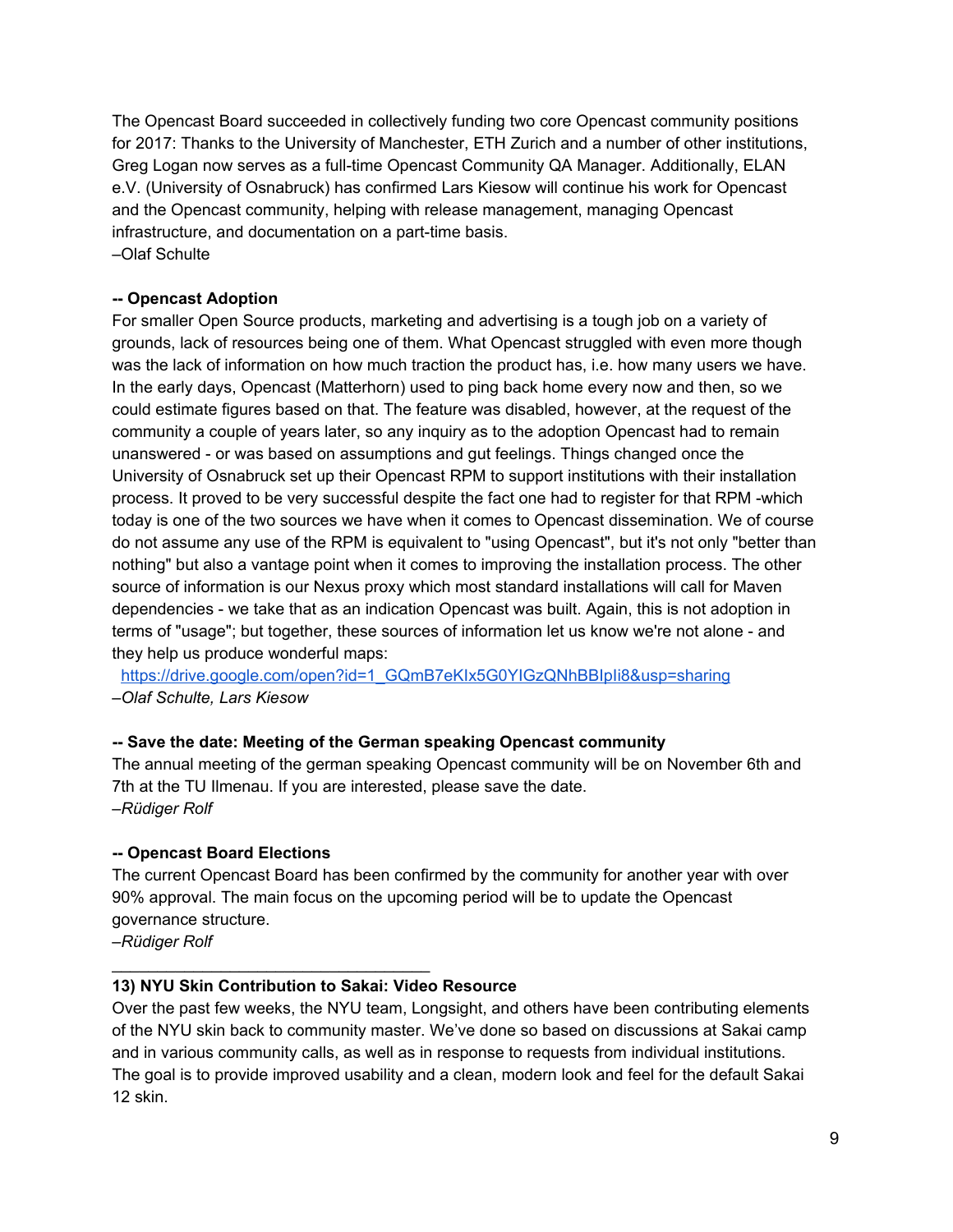The Opencast Board succeeded in collectively funding two core Opencast community positions for 2017: Thanks to the University of Manchester, ETH Zurich and a number of other institutions, Greg Logan now serves as a full-time Opencast Community QA Manager. Additionally, ELAN e.V. (University of Osnabruck) has confirmed Lars Kiesow will continue his work for Opencast and the Opencast community, helping with release management, managing Opencast infrastructure, and documentation on a part-time basis.
–Olaf Schulte

**-- Opencast Adoption**
For smaller Open Source products, marketing and advertising is a tough job on a variety of grounds, lack of resources being one of them. What Opencast struggled with even more though was the lack of information on how much traction the product has, i.e. how many users we have. In the early days, Opencast (Matterhorn) used to ping back home every now and then, so we could estimate figures based on that. The feature was disabled, however, at the request of the community a couple of years later, so any inquiry as to the adoption Opencast had to remain unanswered - or was based on assumptions and gut feelings. Things changed once the University of Osnabruck set up their Opencast RPM to support institutions with their installation process. It proved to be very successful despite the fact one had to register for that RPM -which today is one of the two sources we have when it comes to Opencast dissemination. We of course do not assume any use of the RPM is equivalent to "using Opencast", but it's not only "better than nothing" but also a vantage point when it comes to improving the installation process. The other source of information is our Nexus proxy which most standard installations will call for Maven dependencies - we take that as an indication Opencast was built. Again, this is not adoption in terms of "usage"; but together, these sources of information let us know we're not alone - and they help us produce wonderful maps:
https://drive.google.com/open?id=1_GQmB7eKIx5G0YIGzQNhBBIpIi8&usp=sharing
*–Olaf Schulte, Lars Kiesow*

**-- Save the date: Meeting of the German speaking Opencast community**
The annual meeting of the german speaking Opencast community will be on November 6th and 7th at the TU Ilmenau. If you are interested, please save the date.
*–Rüdiger Rolf*

**-- Opencast Board Elections**
The current Opencast Board has been confirmed by the community for another year with over 90% approval. The main focus on the upcoming period will be to update the Opencast governance structure.
*–Rüdiger Rolf*

---

**13) NYU Skin Contribution to Sakai: Video Resource**
Over the past few weeks, the NYU team, Longsight, and others have been contributing elements of the NYU skin back to community master. We've done so based on discussions at Sakai camp and in various community calls, as well as in response to requests from individual institutions. The goal is to provide improved usability and a clean, modern look and feel for the default Sakai 12 skin.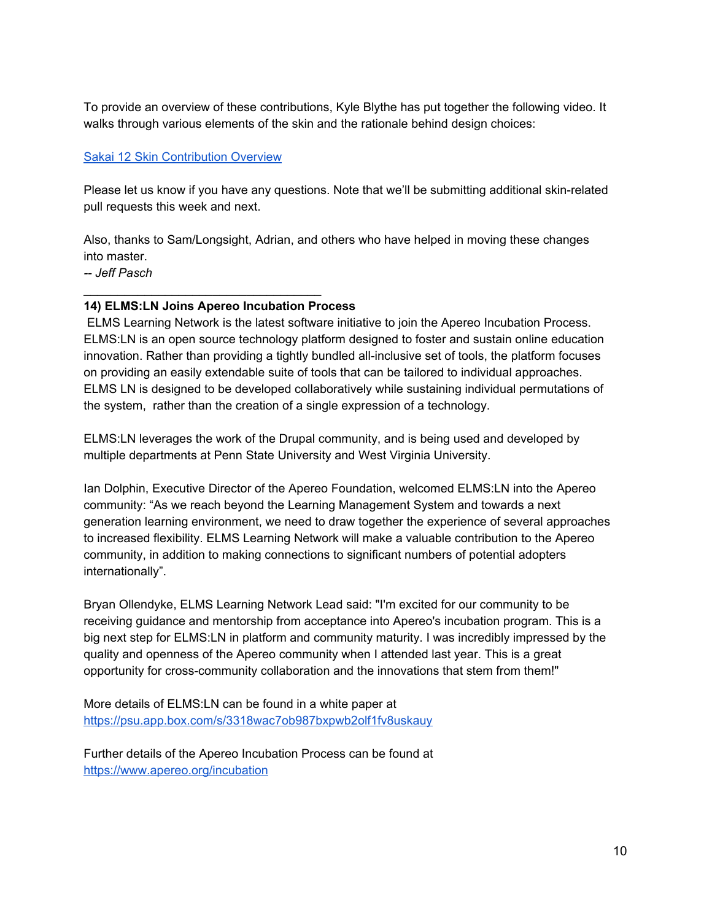To provide an overview of these contributions, Kyle Blythe has put together the following video. It walks through various elements of the skin and the rationale behind design choices:

[Sakai 12 Skin Contribution Overview]

Please let us know if you have any questions. Note that we'll be submitting additional skin-related pull requests this week and next.

Also, thanks to Sam/Longsight, Adrian, and others who have helped in moving these changes into master.

-- *Jeff Pasch*

---

**14) ELMS:LN Joins Apereo Incubation Process**

ELMS Learning Network is the latest software initiative to join the Apereo Incubation Process. ELMS:LN is an open source technology platform designed to foster and sustain online education innovation. Rather than providing a tightly bundled all-inclusive set of tools, the platform focuses on providing an easily extendable suite of tools that can be tailored to individual approaches. ELMS LN is designed to be developed collaboratively while sustaining individual permutations of the system, rather than the creation of a single expression of a technology.

ELMS:LN leverages the work of the Drupal community, and is being used and developed by multiple departments at Penn State University and West Virginia University.

Ian Dolphin, Executive Director of the Apereo Foundation, welcomed ELMS:LN into the Apereo community: "As we reach beyond the Learning Management System and towards a next generation learning environment, we need to draw together the experience of several approaches to increased flexibility. ELMS Learning Network will make a valuable contribution to the Apereo community, in addition to making connections to significant numbers of potential adopters internationally".

Bryan Ollendyke, ELMS Learning Network Lead said: "I'm excited for our community to be receiving guidance and mentorship from acceptance into Apereo's incubation program. This is a big next step for ELMS:LN in platform and community maturity. I was incredibly impressed by the quality and openness of the Apereo community when I attended last year. This is a great opportunity for cross-community collaboration and the innovations that stem from them!"

More details of ELMS:LN can be found in a white paper at https://psu.app.box.com/s/3318wac7ob987bxpwb2olf1fv8uskauy

Further details of the Apereo Incubation Process can be found at https://www.apereo.org/incubation